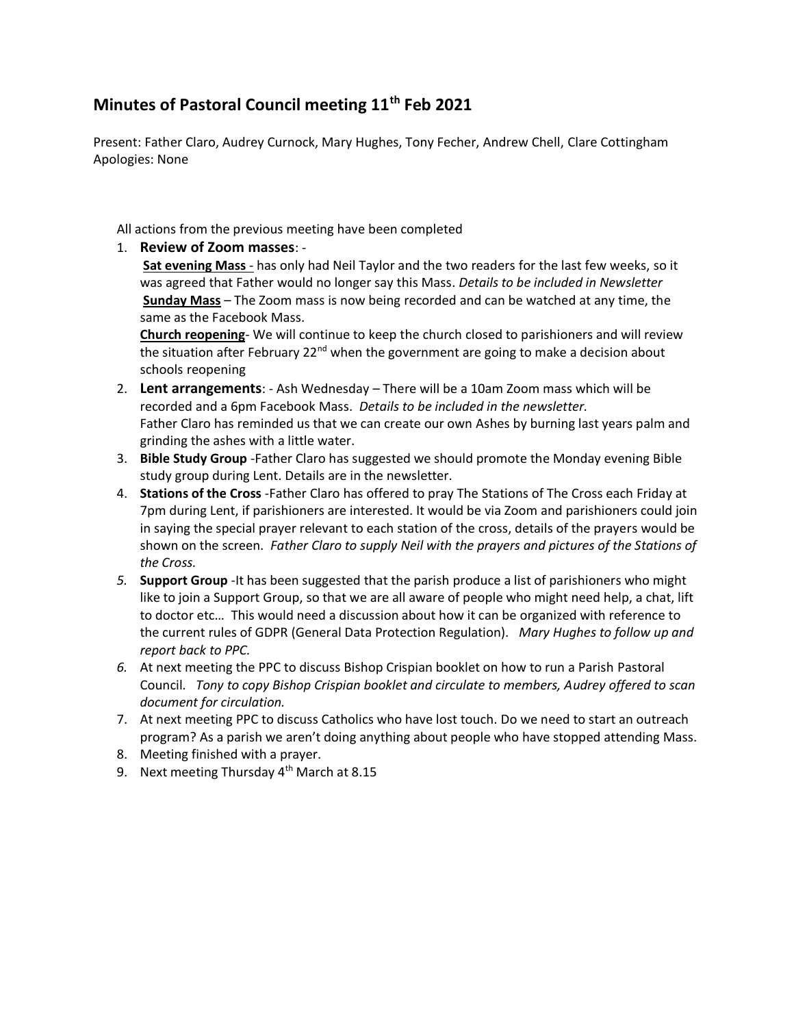# Minutes of Pastoral Council meeting 11th Feb 2021

Present: Father Claro, Audrey Curnock, Mary Hughes, Tony Fecher, Andrew Chell, Clare Cottingham
Apologies: None

All actions from the previous meeting have been completed

1. **Review of Zoom masses**: -
   **Sat evening Mass** - has only had Neil Taylor and the two readers for the last few weeks, so it was agreed that Father would no longer say this Mass. *Details to be included in Newsletter*
   **Sunday Mass** – The Zoom mass is now being recorded and can be watched at any time, the same as the Facebook Mass.
   **Church reopening**- We will continue to keep the church closed to parishioners and will review the situation after February 22nd when the government are going to make a decision about schools reopening
2. **Lent arrangements**: - Ash Wednesday – There will be a 10am Zoom mass which will be recorded and a 6pm Facebook Mass. *Details to be included in the newsletter.*
   Father Claro has reminded us that we can create our own Ashes by burning last years palm and grinding the ashes with a little water.
3. **Bible Study Group** -Father Claro has suggested we should promote the Monday evening Bible study group during Lent. Details are in the newsletter.
4. **Stations of the Cross** -Father Claro has offered to pray The Stations of The Cross each Friday at 7pm during Lent, if parishioners are interested. It would be via Zoom and parishioners could join in saying the special prayer relevant to each station of the cross, details of the prayers would be shown on the screen. *Father Claro to supply Neil with the prayers and pictures of the Stations of the Cross.*
5. **Support Group** -It has been suggested that the parish produce a list of parishioners who might like to join a Support Group, so that we are all aware of people who might need help, a chat, lift to doctor etc… This would need a discussion about how it can be organized with reference to the current rules of GDPR (General Data Protection Regulation). *Mary Hughes to follow up and report back to PPC.*
6. At next meeting the PPC to discuss Bishop Crispian booklet on how to run a Parish Pastoral Council. *Tony to copy Bishop Crispian booklet and circulate to members, Audrey offered to scan document for circulation.*
7. At next meeting PPC to discuss Catholics who have lost touch. Do we need to start an outreach program? As a parish we aren't doing anything about people who have stopped attending Mass.
8. Meeting finished with a prayer.
9. Next meeting Thursday 4th March at 8.15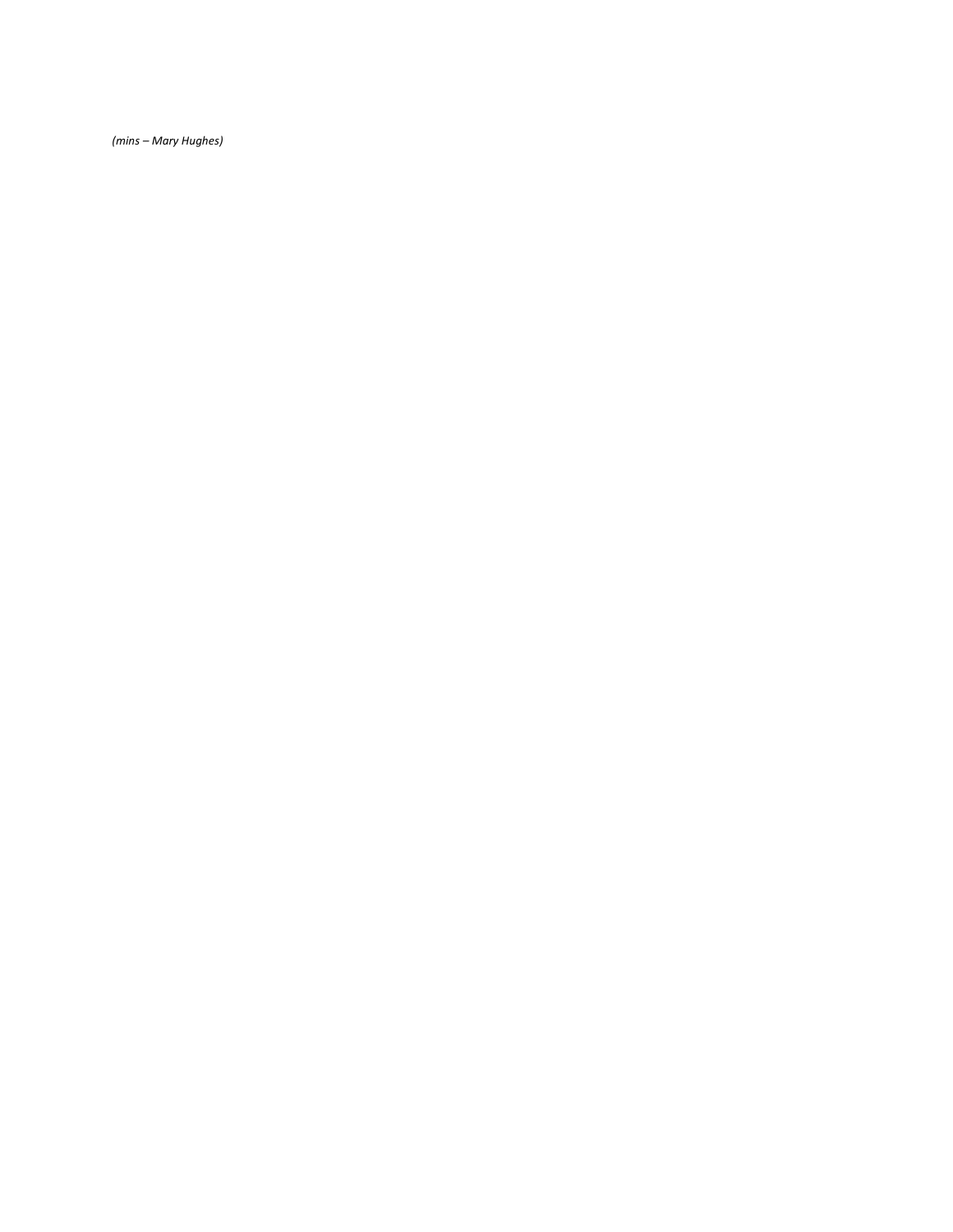*(mins – Mary Hughes)*